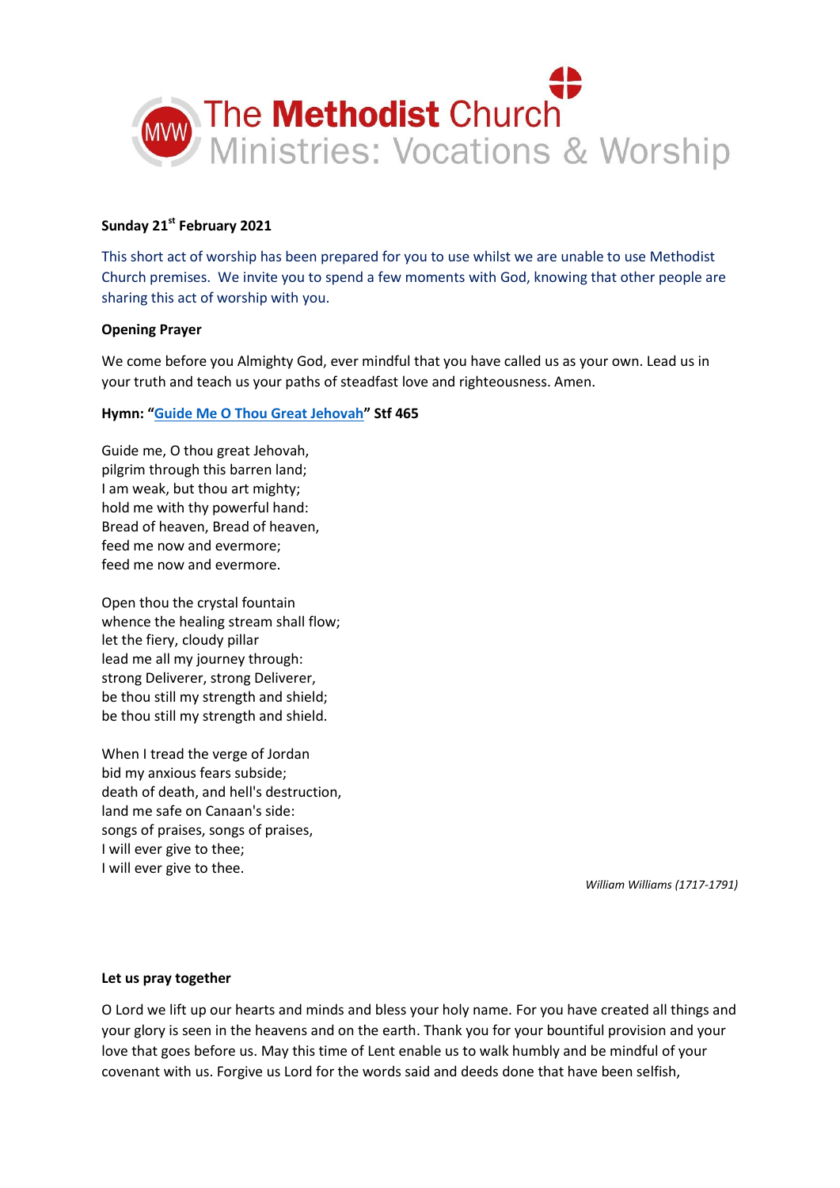The Methodist Church
Ministries: Vocations & Worship

**Sunday 21st February 2021**

This short act of worship has been prepared for you to use whilst we are unable to use Methodist Church premises. We invite you to spend a few moments with God, knowing that other people are sharing this act of worship with you.

**Opening Prayer**

We come before you Almighty God, ever mindful that you have called us as your own. Lead us in your truth and teach us your paths of steadfast love and righteousness. Amen.

**Hymn: "Guide Me O Thou Great Jehovah" Stf 465**

Guide me, O thou great Jehovah,
pilgrim through this barren land;
I am weak, but thou art mighty;
hold me with thy powerful hand:
Bread of heaven, Bread of heaven,
feed me now and evermore;
feed me now and evermore.

Open thou the crystal fountain
whence the healing stream shall flow;
let the fiery, cloudy pillar
lead me all my journey through:
strong Deliverer, strong Deliverer,
be thou still my strength and shield;
be thou still my strength and shield.

When I tread the verge of Jordan
bid my anxious fears subside;
death of death, and hell's destruction,
land me safe on Canaan's side:
songs of praises, songs of praises,
I will ever give to thee;
I will ever give to thee.

*William Williams (1717-1791)*

**Let us pray together**

O Lord we lift up our hearts and minds and bless your holy name. For you have created all things and your glory is seen in the heavens and on the earth. Thank you for your bountiful provision and your love that goes before us. May this time of Lent enable us to walk humbly and be mindful of your covenant with us. Forgive us Lord for the words said and deeds done that have been selfish,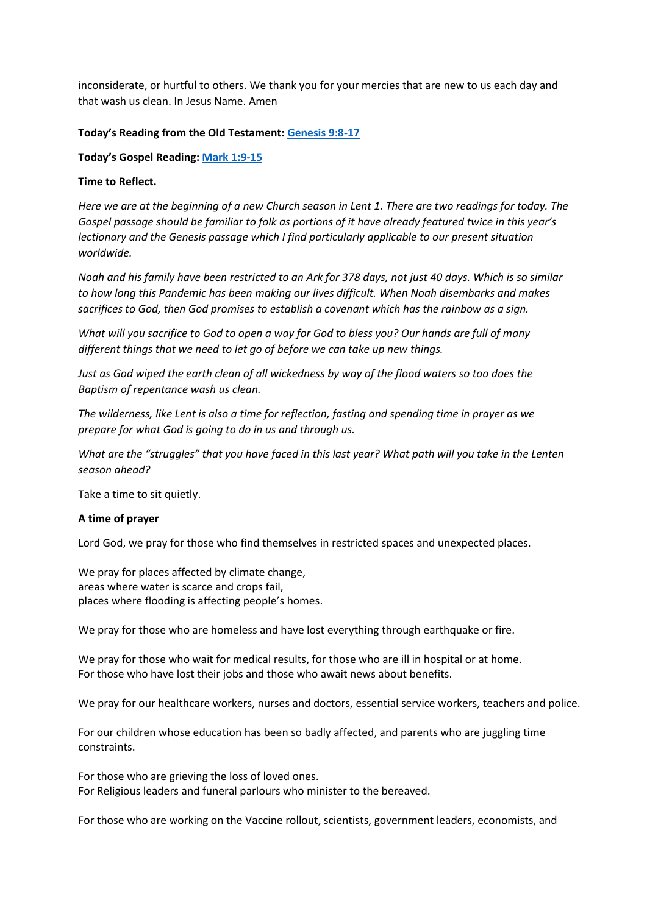inconsiderate, or hurtful to others. We thank you for your mercies that are new to us each day and that wash us clean. In Jesus Name. Amen

**Today's Reading from the Old Testament: [Genesis 9:8-17]()**

**Today's Gospel Reading: [Mark 1:9-15]()**

**Time to Reflect.**

*Here we are at the beginning of a new Church season in Lent 1. There are two readings for today. The Gospel passage should be familiar to folk as portions of it have already featured twice in this year's lectionary and the Genesis passage which I find particularly applicable to our present situation worldwide.*

*Noah and his family have been restricted to an Ark for 378 days, not just 40 days. Which is so similar to how long this Pandemic has been making our lives difficult. When Noah disembarks and makes sacrifices to God, then God promises to establish a covenant which has the rainbow as a sign.*

*What will you sacrifice to God to open a way for God to bless you? Our hands are full of many different things that we need to let go of before we can take up new things.*

*Just as God wiped the earth clean of all wickedness by way of the flood waters so too does the Baptism of repentance wash us clean.*

*The wilderness, like Lent is also a time for reflection, fasting and spending time in prayer as we prepare for what God is going to do in us and through us.*

*What are the "struggles" that you have faced in this last year? What path will you take in the Lenten season ahead?*

Take a time to sit quietly.

**A time of prayer**

Lord God, we pray for those who find themselves in restricted spaces and unexpected places.

We pray for places affected by climate change,
areas where water is scarce and crops fail,
places where flooding is affecting people's homes.

We pray for those who are homeless and have lost everything through earthquake or fire.

We pray for those who wait for medical results, for those who are ill in hospital or at home.
For those who have lost their jobs and those who await news about benefits.

We pray for our healthcare workers, nurses and doctors, essential service workers, teachers and police.

For our children whose education has been so badly affected, and parents who are juggling time constraints.

For those who are grieving the loss of loved ones.
For Religious leaders and funeral parlours who minister to the bereaved.

For those who are working on the Vaccine rollout, scientists, government leaders, economists, and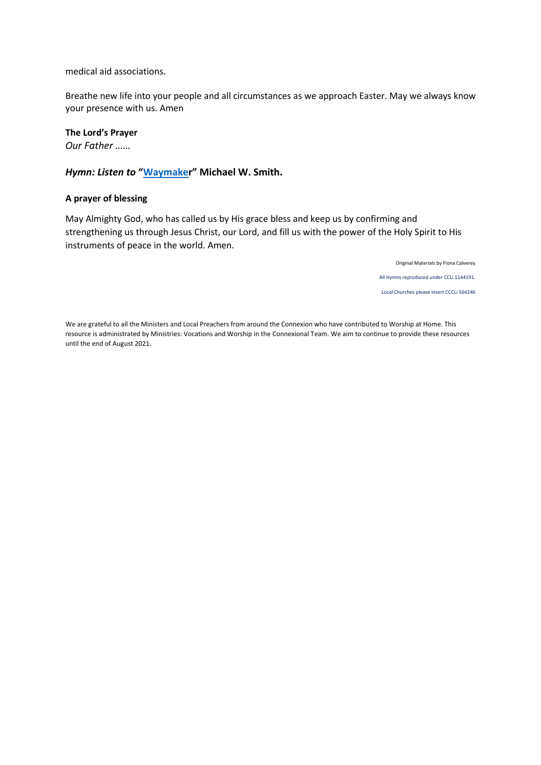medical aid associations.

Breathe new life into your people and all circumstances as we approach Easter. May we always know your presence with us. Amen

**The Lord's Prayer**
*Our Father ……*

***Hymn: Listen to* "Waymaker" Michael W. Smith.**

**A prayer of blessing**

May Almighty God, who has called us by His grace bless and keep us by confirming and strengthening us through Jesus Christ, our Lord, and fill us with the power of the Holy Spirit to His instruments of peace in the world. Amen.

Original Materials by Fiona Calverey

All Hymns reproduced under CCLi 1144191.

Local Churches please insert CCCLi 564246

We are grateful to all the Ministers and Local Preachers from around the Connexion who have contributed to Worship at Home. This resource is administrated by Ministries: Vocations and Worship in the Connexional Team. We aim to continue to provide these resources until the end of August 2021.